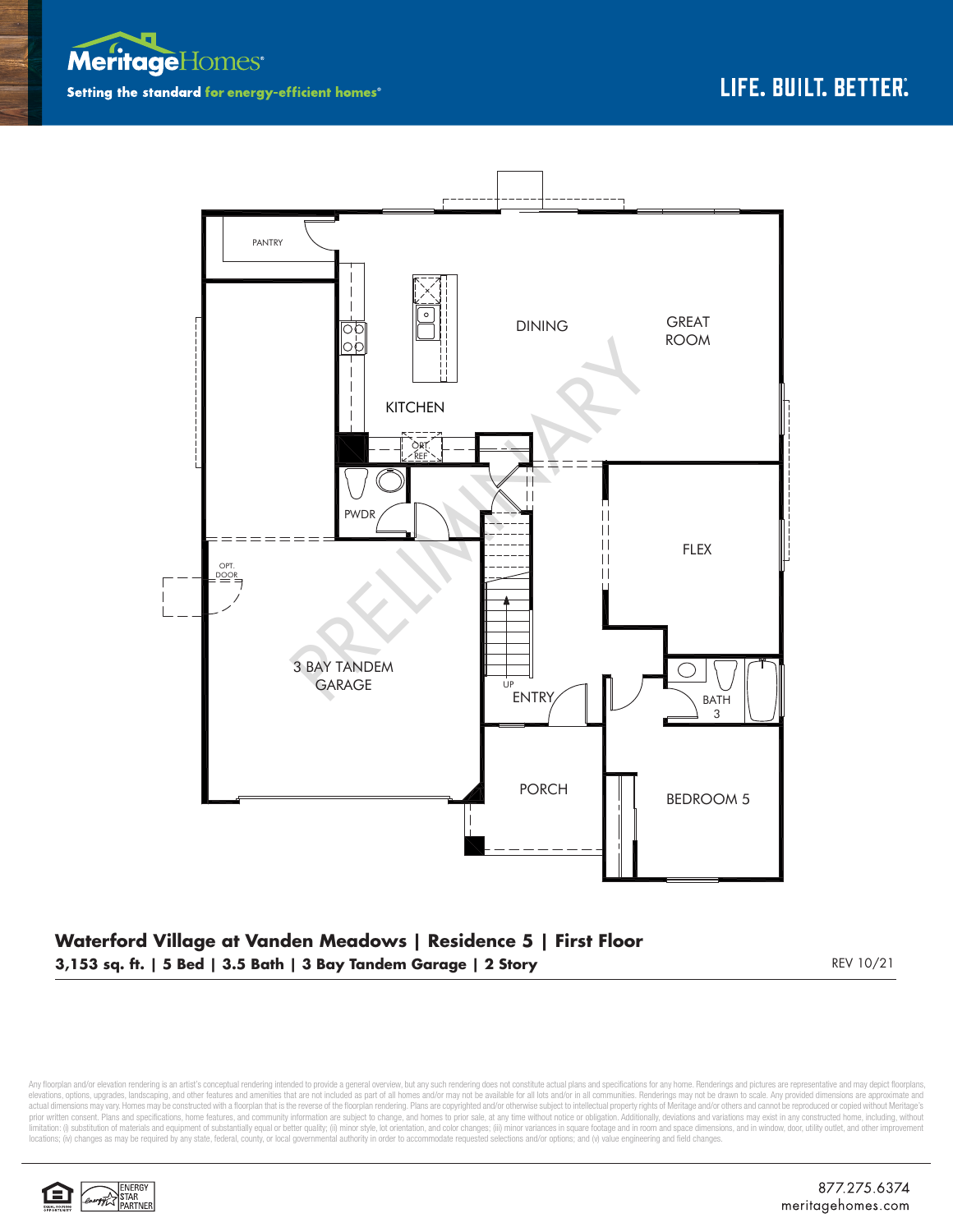**Meritage**Homes®

Setting the standard **for energy-efficient homes®**

LIFE. BUILT. BETTER.®

PANTRY

DINING

GREAT ROOM

KITCHEN

OPT. REF.

PWDR

FLEX

OPT. DOOR

3 BAY TANDEM GARAGE

UP

ENTRY

BATH 3

PORCH

BEDROOM 5

PRELIMINARY

## Waterford Village at Vanden Meadows | Residence 5 | First Floor

**3,153 sq. ft. | 5 Bed | 3.5 Bath | 3 Bay Tandem Garage | 2 Story**

REV 10/21

Any floorplan and/or elevation rendering is an artist's conceptual rendering intended to provide a general overview, but any such rendering does not constitute actual plans and specifications for any home. Renderings and pictures are representative and may depict floorplans, elevations, options, upgrades, landscaping, and other features and amenities that are not included as part of all homes and/or may not be available for all lots and/or in all communities. Renderings may not be drawn to scale. Any provided dimensions are approximate and actual dimensions may vary. Homes may be constructed with a floorplan that is the reverse of the floorplan rendering. Plans are copyrighted and/or otherwise subject to intellectual property rights of Meritage and/or others and cannot be reproduced or copied without Meritage's prior written consent. Plans and specifications, home features, and community information are subject to change, and homes to prior sale, at any time without notice or obligation. Additionally, deviations and variations may exist in any constructed home, including, without limitation: (i) substitution of materials and equipment of substantially equal or better quality; (ii) minor style, lot orientation, and color changes; (iii) minor variances in square footage and in room and space dimensions, and in window, door, utility outlet, and other improvement locations; (iv) changes as may be required by any state, federal, county, or local governmental authority in order to accommodate requested selections and/or options; and (v) value engineering and field changes.

ENERGY STAR PARTNER

877.275.6374
meritagehomes.com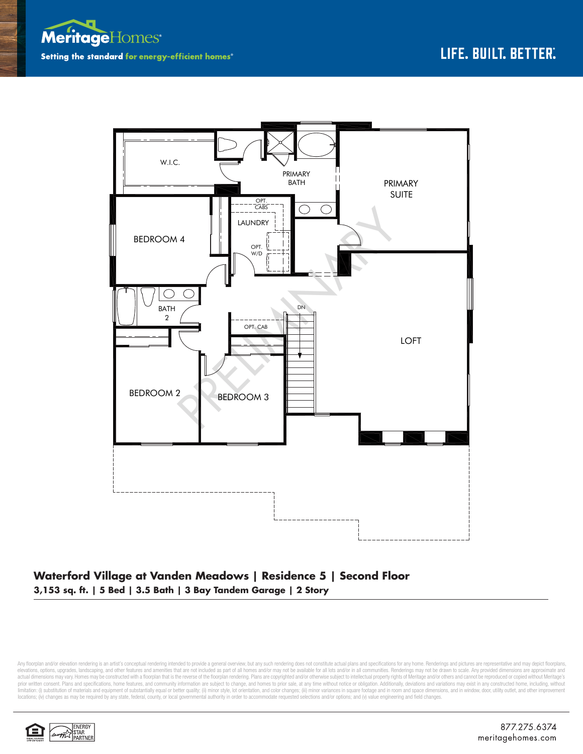Meritage Homes

Setting the standard for energy-efficient homes®

LIFE. BUILT. BETTER.®

W.I.C.

PRIMARY BATH

PRIMARY SUITE

OPT. CABS

LAUNDRY

OPT. W/D

BEDROOM 4

BATH 2

DN

OPT. CAB

LOFT

BEDROOM 2

BEDROOM 3

PRELIMINARY

## Waterford Village at Vanden Meadows | Residence 5 | Second Floor

**3,153 sq. ft. | 5 Bed | 3.5 Bath | 3 Bay Tandem Garage | 2 Story**

Any floorplan and/or elevation rendering is an artist's conceptual rendering intended to provide a general overview, but any such rendering does not constitute actual plans and specifications for any home. Renderings and pictures are representative and may depict floorplans, elevations, options, upgrades, landscaping, and other features and amenities that are not included as part of all homes and/or may not be available for all lots and/or in all communities. Renderings may not be drawn to scale. Any provided dimensions are approximate and actual dimensions may vary. Homes may be constructed with a floorplan that is the reverse of the floorplan rendering. Plans are copyrighted and/or otherwise subject to intellectual property rights of Meritage and/or others and cannot be reproduced or copied without Meritage's prior written consent. Plans and specifications, home features, and community information are subject to change, and homes to prior sale, at any time without notice or obligation. Additionally, deviations and variations may exist in any constructed home, including, without limitation: (i) substitution of materials and equipment of substantially equal or better quality; (ii) minor style, lot orientation, and color changes; (iii) minor variances in square footage and in room and space dimensions, and in window, door, utility outlet, and other improvement locations; (iv) changes as may be required by any state, federal, county, or local governmental authority in order to accommodate requested selections and/or options; and (v) value engineering and field changes.

ENERGY STAR PARTNER

877.275.6374
meritagehomes.com